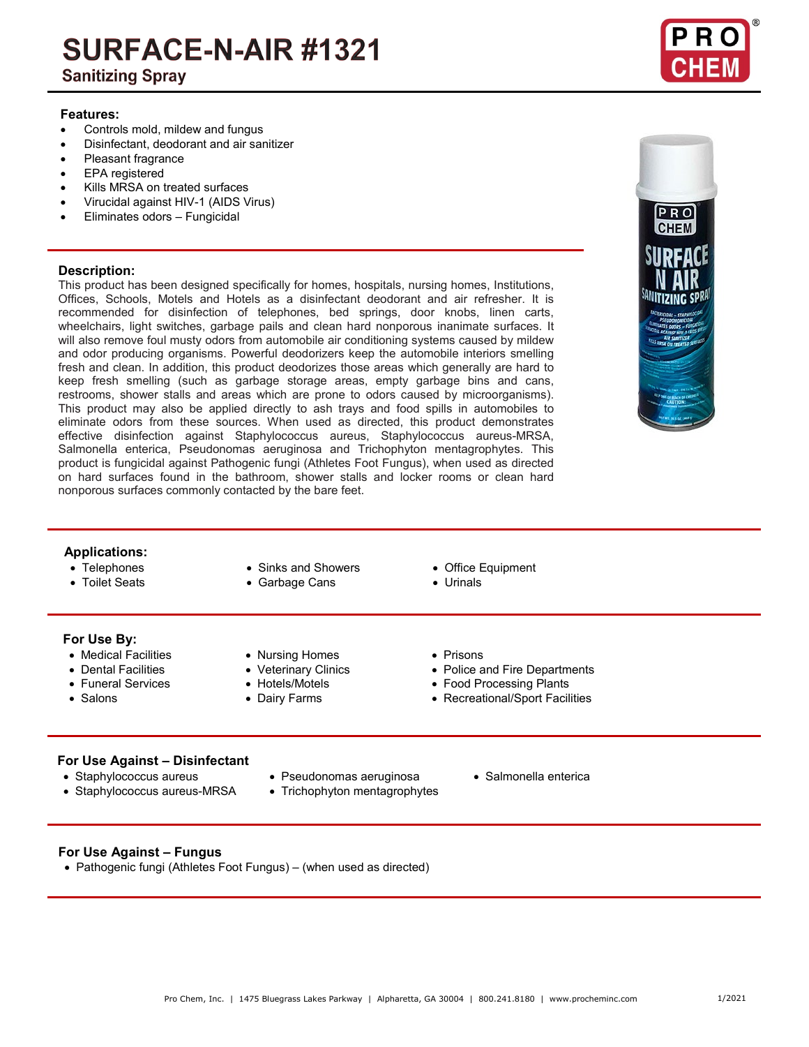# SURFACE-N-AIR #1321

## Sanitizing Spray

### Features:

- Controls mold, mildew and fungus
- Disinfectant, deodorant and air sanitizer
- Pleasant fragrance
- EPA registered
- Kills MRSA on treated surfaces
- Virucidal against HIV-1 (AIDS Virus)
- Eliminates odors – Fungicidal

### Description:

This product has been designed specifically for homes, hospitals, nursing homes, Institutions, Offices, Schools, Motels and Hotels as a disinfectant deodorant and air refresher. It is recommended for disinfection of telephones, bed springs, door knobs, linen carts, wheelchairs, light switches, garbage pails and clean hard nonporous inanimate surfaces. It will also remove foul musty odors from automobile air conditioning systems caused by mildew and odor producing organisms. Powerful deodorizers keep the automobile interiors smelling fresh and clean. In addition, this product deodorizes those areas which generally are hard to keep fresh smelling (such as garbage storage areas, empty garbage bins and cans, restrooms, shower stalls and areas which are prone to odors caused by microorganisms). This product may also be applied directly to ash trays and food spills in automobiles to eliminate odors from these sources. When used as directed, this product demonstrates effective disinfection against Staphylococcus aureus, Staphylococcus aureus-MRSA, Salmonella enterica, Pseudonomas aeruginosa and Trichophyton mentagrophytes. This product is fungicidal against Pathogenic fungi (Athletes Foot Fungus), when used as directed on hard surfaces found in the bathroom, shower stalls and locker rooms or clean hard nonporous surfaces commonly contacted by the bare feet.

### Applications:

- Telephones
- Toilet Seats
- Sinks and Showers
- Garbage Cans
- Office Equipment
- Urinals

### For Use By:

- Medical Facilities
- Dental Facilities
- Funeral Services
- Salons
- Nursing Homes
- Veterinary Clinics
- Hotels/Motels
- Dairy Farms
- Prisons
- Police and Fire Departments
- Food Processing Plants
- Recreational/Sport Facilities

### For Use Against – Disinfectant

- Staphylococcus aureus
- Staphylococcus aureus-MRSA
- Pseudonomas aeruginosa
- Trichophyton mentagrophytes
- Salmonella enterica

### For Use Against – Fungus

- Pathogenic fungi (Athletes Foot Fungus) – (when used as directed)

Pro Chem, Inc. | 1475 Bluegrass Lakes Parkway | Alpharetta, GA 30004 | 800.241.8180 | www.procheminc.com 1/2021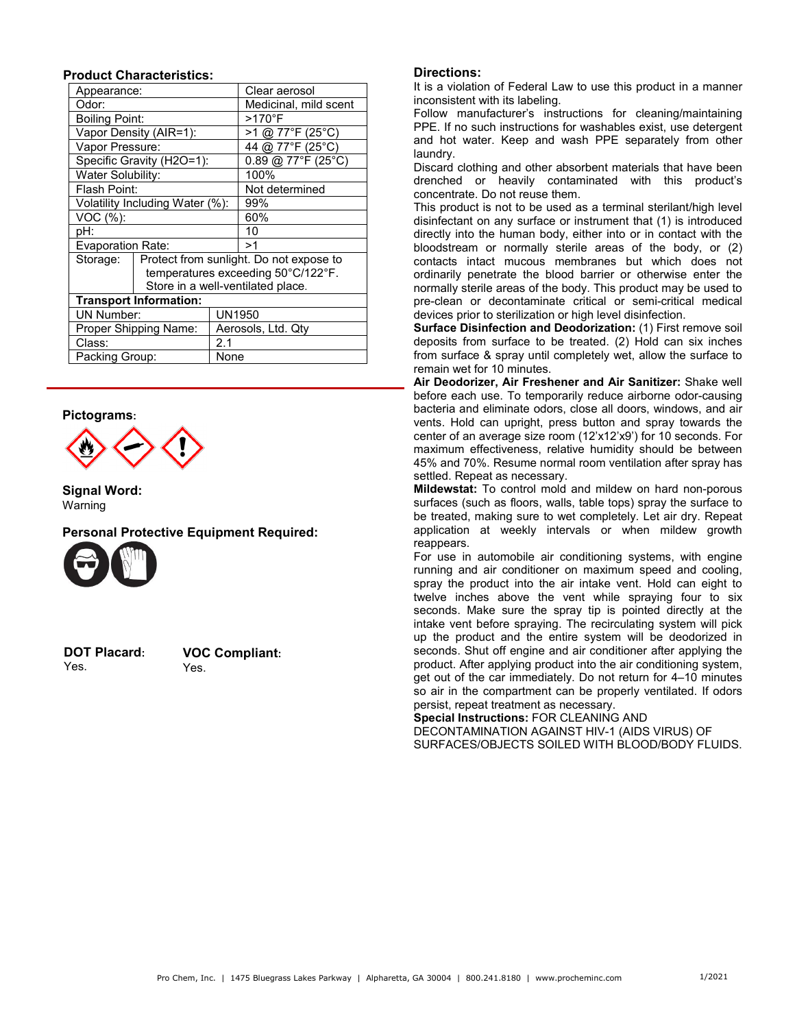## Product Characteristics:

| | |
|---|---|
| Appearance: | Clear aerosol |
| Odor: | Medicinal, mild scent |
| Boiling Point: | >170°F |
| Vapor Density (AIR=1): | >1 @ 77°F (25°C) |
| Vapor Pressure: | 44 @ 77°F (25°C) |
| Specific Gravity (H2O=1): | 0.89 @ 77°F (25°C) |
| Water Solubility: | 100% |
| Flash Point: | Not determined |
| Volatility Including Water (%): | 99% |
| VOC (%): | 60% |
| pH: | 10 |
| Evaporation Rate: | >1 |
| Storage: | Protect from sunlight. Do not expose to temperatures exceeding 50°C/122°F. Store in a well-ventilated place. |
| **Transport Information:** | |
| UN Number: | UN1950 |
| Proper Shipping Name: | Aerosols, Ltd. Qty |
| Class: | 2.1 |
| Packing Group: | None |

## Pictograms:

## Signal Word:

Warning

## Personal Protective Equipment Required:

**DOT Placard:** Yes.

**VOC Compliant:** Yes.

## Directions:

It is a violation of Federal Law to use this product in a manner inconsistent with its labeling.

Follow manufacturer's instructions for cleaning/maintaining PPE. If no such instructions for washables exist, use detergent and hot water. Keep and wash PPE separately from other laundry.

Discard clothing and other absorbent materials that have been drenched or heavily contaminated with this product's concentrate. Do not reuse them.

This product is not to be used as a terminal sterilant/high level disinfectant on any surface or instrument that (1) is introduced directly into the human body, either into or in contact with the bloodstream or normally sterile areas of the body, or (2) contacts intact mucous membranes but which does not ordinarily penetrate the blood barrier or otherwise enter the normally sterile areas of the body. This product may be used to pre-clean or decontaminate critical or semi-critical medical devices prior to sterilization or high level disinfection.

**Surface Disinfection and Deodorization:** (1) First remove soil deposits from surface to be treated. (2) Hold can six inches from surface & spray until completely wet, allow the surface to remain wet for 10 minutes.

**Air Deodorizer, Air Freshener and Air Sanitizer:** Shake well before each use. To temporarily reduce airborne odor-causing bacteria and eliminate odors, close all doors, windows, and air vents. Hold can upright, press button and spray towards the center of an average size room (12'x12'x9') for 10 seconds. For maximum effectiveness, relative humidity should be between 45% and 70%. Resume normal room ventilation after spray has settled. Repeat as necessary.

**Mildewstat:** To control mold and mildew on hard non-porous surfaces (such as floors, walls, table tops) spray the surface to be treated, making sure to wet completely. Let air dry. Repeat application at weekly intervals or when mildew growth reappears.

For use in automobile air conditioning systems, with engine running and air conditioner on maximum speed and cooling, spray the product into the air intake vent. Hold can eight to twelve inches above the vent while spraying four to six seconds. Make sure the spray tip is pointed directly at the intake vent before spraying. The recirculating system will pick up the product and the entire system will be deodorized in seconds. Shut off engine and air conditioner after applying the product. After applying product into the air conditioning system, get out of the car immediately. Do not return for 4–10 minutes so air in the compartment can be properly ventilated. If odors persist, repeat treatment as necessary.

**Special Instructions:** FOR CLEANING AND DECONTAMINATION AGAINST HIV-1 (AIDS VIRUS) OF SURFACES/OBJECTS SOILED WITH BLOOD/BODY FLUIDS.

Pro Chem, Inc. | 1475 Bluegrass Lakes Parkway | Alpharetta, GA 30004 | 800.241.8180 | www.procheminc.com 1/2021